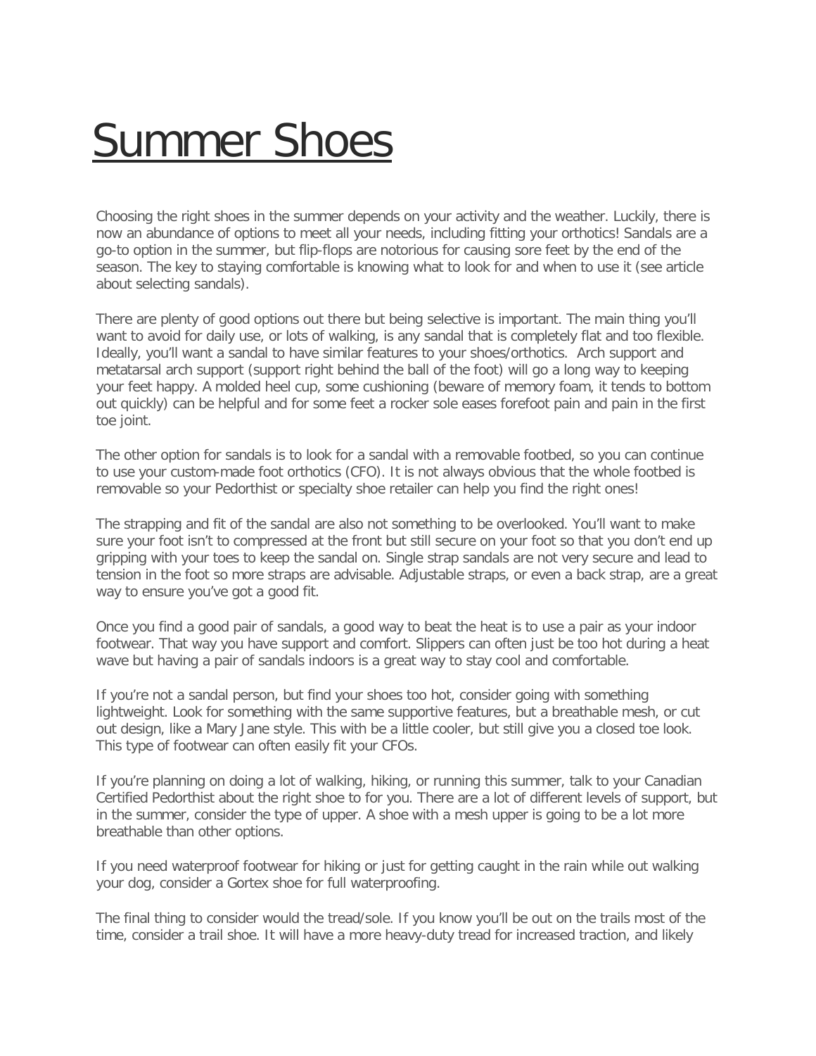# Summer Shoes

Choosing the right shoes in the summer depends on your activity and the weather. Luckily, there is now an abundance of options to meet all your needs, including fitting your orthotics! Sandals are a go-to option in the summer, but flip-flops are notorious for causing sore feet by the end of the season. The key to staying comfortable is knowing what to look for and when to use it (see article about selecting sandals).

There are plenty of good options out there but being selective is important. The main thing you'll want to avoid for daily use, or lots of walking, is any sandal that is completely flat and too flexible. Ideally, you'll want a sandal to have similar features to your shoes/orthotics. Arch support and metatarsal arch support (support right behind the ball of the foot) will go a long way to keeping your feet happy. A molded heel cup, some cushioning (beware of memory foam, it tends to bottom out quickly) can be helpful and for some feet a rocker sole eases forefoot pain and pain in the first toe joint.

The other option for sandals is to look for a sandal with a removable footbed, so you can continue to use your custom-made foot orthotics (CFO). It is not always obvious that the whole footbed is removable so your Pedorthist or specialty shoe retailer can help you find the right ones!

The strapping and fit of the sandal are also not something to be overlooked. You'll want to make sure your foot isn't to compressed at the front but still secure on your foot so that you don't end up gripping with your toes to keep the sandal on. Single strap sandals are not very secure and lead to tension in the foot so more straps are advisable. Adjustable straps, or even a back strap, are a great way to ensure you've got a good fit.

Once you find a good pair of sandals, a good way to beat the heat is to use a pair as your indoor footwear. That way you have support and comfort. Slippers can often just be too hot during a heat wave but having a pair of sandals indoors is a great way to stay cool and comfortable.

If you're not a sandal person, but find your shoes too hot, consider going with something lightweight. Look for something with the same supportive features, but a breathable mesh, or cut out design, like a Mary Jane style. This with be a little cooler, but still give you a closed toe look. This type of footwear can often easily fit your CFOs.

If you're planning on doing a lot of walking, hiking, or running this summer, talk to your Canadian Certified Pedorthist about the right shoe to for you. There are a lot of different levels of support, but in the summer, consider the type of upper. A shoe with a mesh upper is going to be a lot more breathable than other options.

If you need waterproof footwear for hiking or just for getting caught in the rain while out walking your dog, consider a Gortex shoe for full waterproofing.

The final thing to consider would the tread/sole. If you know you'll be out on the trails most of the time, consider a trail shoe. It will have a more heavy-duty tread for increased traction, and likely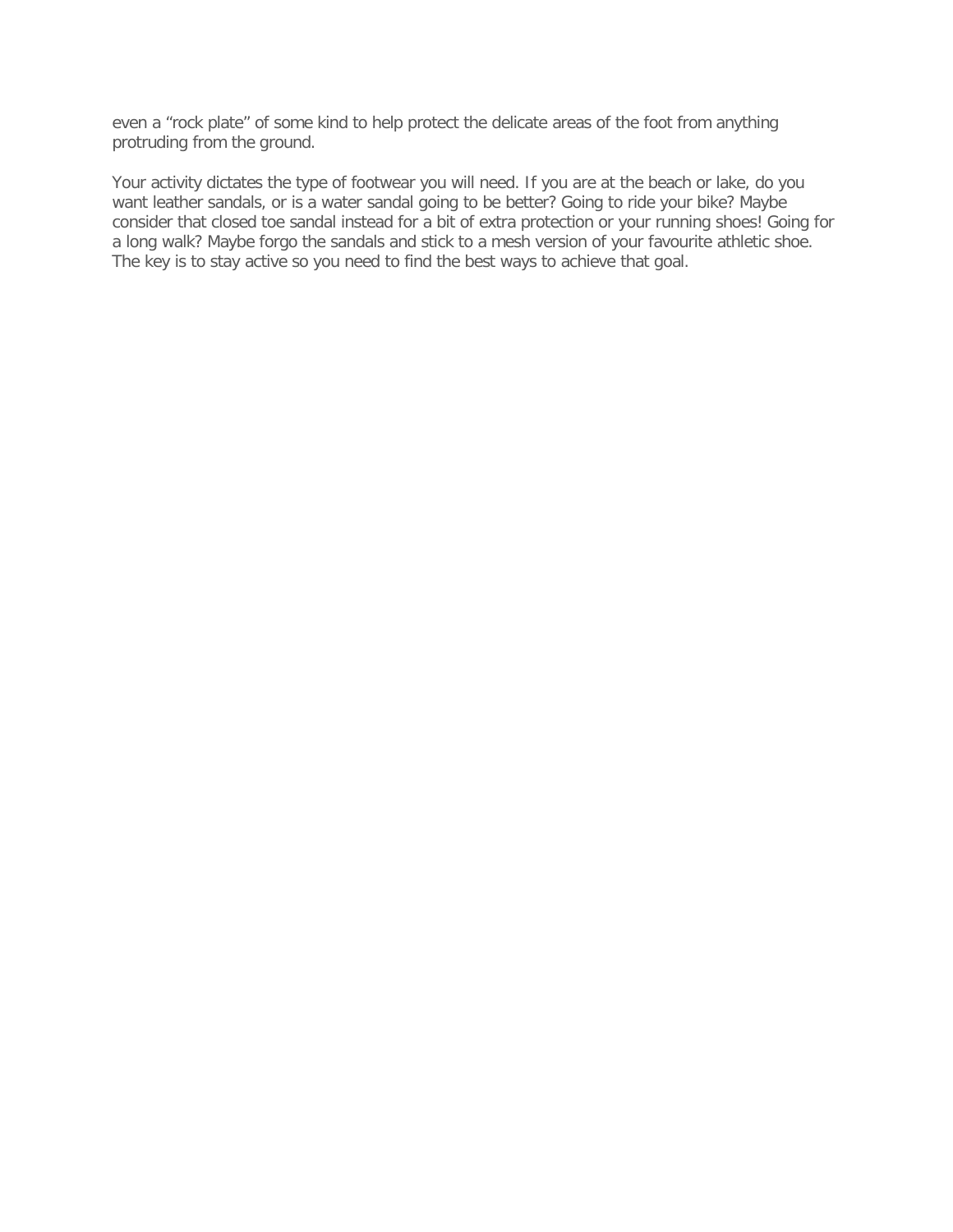even a “rock plate” of some kind to help protect the delicate areas of the foot from anything protruding from the ground.

Your activity dictates the type of footwear you will need. If you are at the beach or lake, do you want leather sandals, or is a water sandal going to be better? Going to ride your bike? Maybe consider that closed toe sandal instead for a bit of extra protection or your running shoes! Going for a long walk? Maybe forgo the sandals and stick to a mesh version of your favourite athletic shoe. The key is to stay active so you need to find the best ways to achieve that goal.